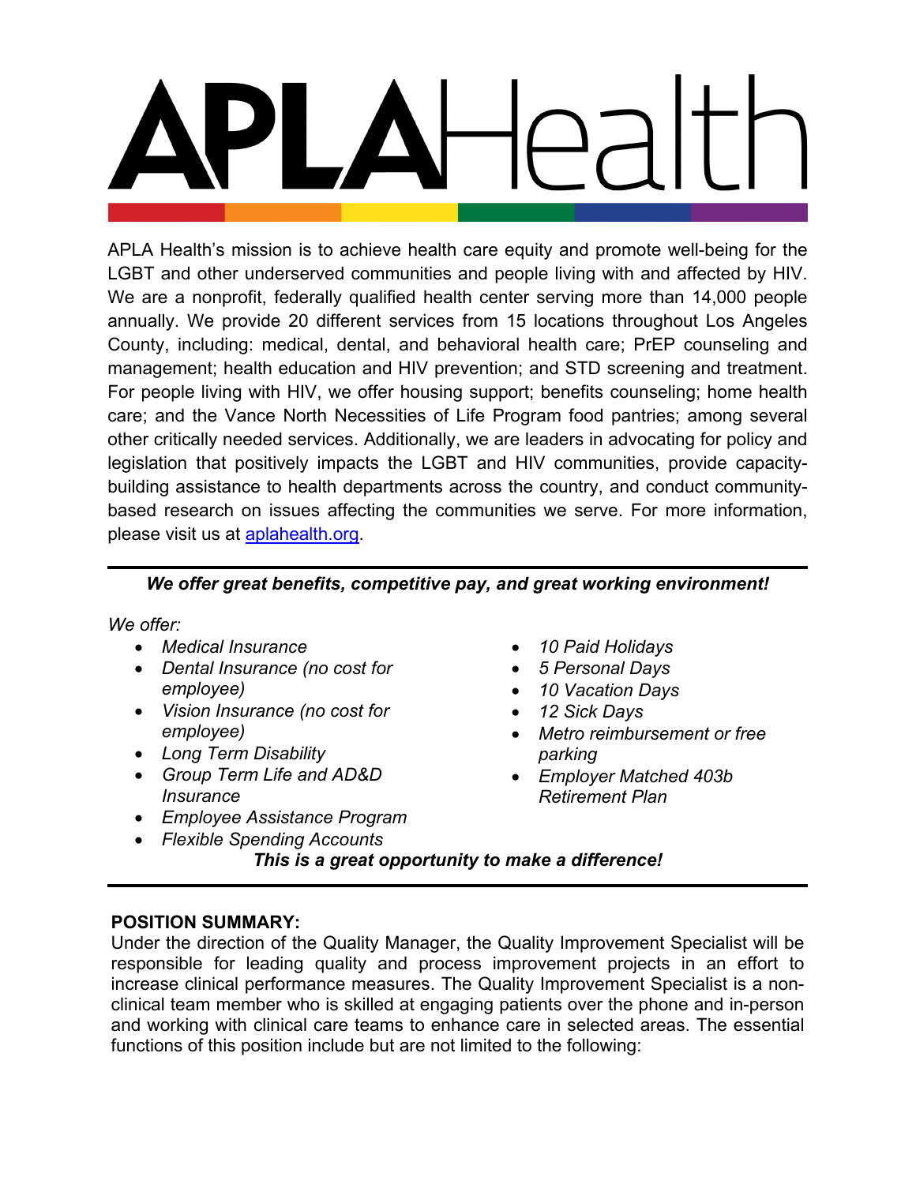# APLAHealth

APLA Health's mission is to achieve health care equity and promote well-being for the LGBT and other underserved communities and people living with and affected by HIV. We are a nonprofit, federally qualified health center serving more than 14,000 people annually. We provide 20 different services from 15 locations throughout Los Angeles County, including: medical, dental, and behavioral health care; PrEP counseling and management; health education and HIV prevention; and STD screening and treatment. For people living with HIV, we offer housing support; benefits counseling; home health care; and the Vance North Necessities of Life Program food pantries; among several other critically needed services. Additionally, we are leaders in advocating for policy and legislation that positively impacts the LGBT and HIV communities, provide capacity-building assistance to health departments across the country, and conduct community-based research on issues affecting the communities we serve. For more information, please visit us at [aplahealth.org](aplahealth.org).

---

***We offer great benefits, competitive pay, and great working environment!***

*We offer:*

- *Medical Insurance*
- *Dental Insurance (no cost for employee)*
- *Vision Insurance (no cost for employee)*
- *Long Term Disability*
- *Group Term Life and AD&D Insurance*
- *Employee Assistance Program*
- *Flexible Spending Accounts*
- *10 Paid Holidays*
- *5 Personal Days*
- *10 Vacation Days*
- *12 Sick Days*
- *Metro reimbursement or free parking*
- *Employer Matched 403b Retirement Plan*

***This is a great opportunity to make a difference!***

---

**POSITION SUMMARY:**

Under the direction of the Quality Manager, the Quality Improvement Specialist will be responsible for leading quality and process improvement projects in an effort to increase clinical performance measures. The Quality Improvement Specialist is a non-clinical team member who is skilled at engaging patients over the phone and in-person and working with clinical care teams to enhance care in selected areas. The essential functions of this position include but are not limited to the following: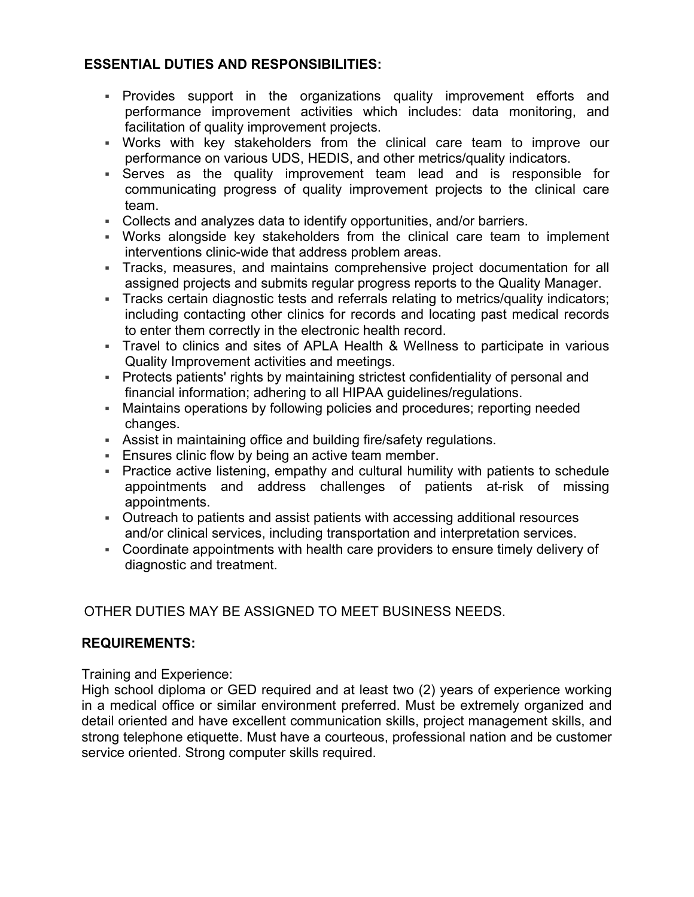**ESSENTIAL DUTIES AND RESPONSIBILITIES:**

- Provides support in the organizations quality improvement efforts and performance improvement activities which includes: data monitoring, and facilitation of quality improvement projects.
- Works with key stakeholders from the clinical care team to improve our performance on various UDS, HEDIS, and other metrics/quality indicators.
- Serves as the quality improvement team lead and is responsible for communicating progress of quality improvement projects to the clinical care team.
- Collects and analyzes data to identify opportunities, and/or barriers.
- Works alongside key stakeholders from the clinical care team to implement interventions clinic-wide that address problem areas.
- Tracks, measures, and maintains comprehensive project documentation for all assigned projects and submits regular progress reports to the Quality Manager.
- Tracks certain diagnostic tests and referrals relating to metrics/quality indicators; including contacting other clinics for records and locating past medical records to enter them correctly in the electronic health record.
- Travel to clinics and sites of APLA Health & Wellness to participate in various Quality Improvement activities and meetings.
- Protects patients' rights by maintaining strictest confidentiality of personal and financial information; adhering to all HIPAA guidelines/regulations.
- Maintains operations by following policies and procedures; reporting needed changes.
- Assist in maintaining office and building fire/safety regulations.
- Ensures clinic flow by being an active team member.
- Practice active listening, empathy and cultural humility with patients to schedule appointments and address challenges of patients at-risk of missing appointments.
- Outreach to patients and assist patients with accessing additional resources and/or clinical services, including transportation and interpretation services.
- Coordinate appointments with health care providers to ensure timely delivery of diagnostic and treatment.

OTHER DUTIES MAY BE ASSIGNED TO MEET BUSINESS NEEDS.

**REQUIREMENTS:**

Training and Experience:
High school diploma or GED required and at least two (2) years of experience working in a medical office or similar environment preferred. Must be extremely organized and detail oriented and have excellent communication skills, project management skills, and strong telephone etiquette. Must have a courteous, professional nation and be customer service oriented. Strong computer skills required.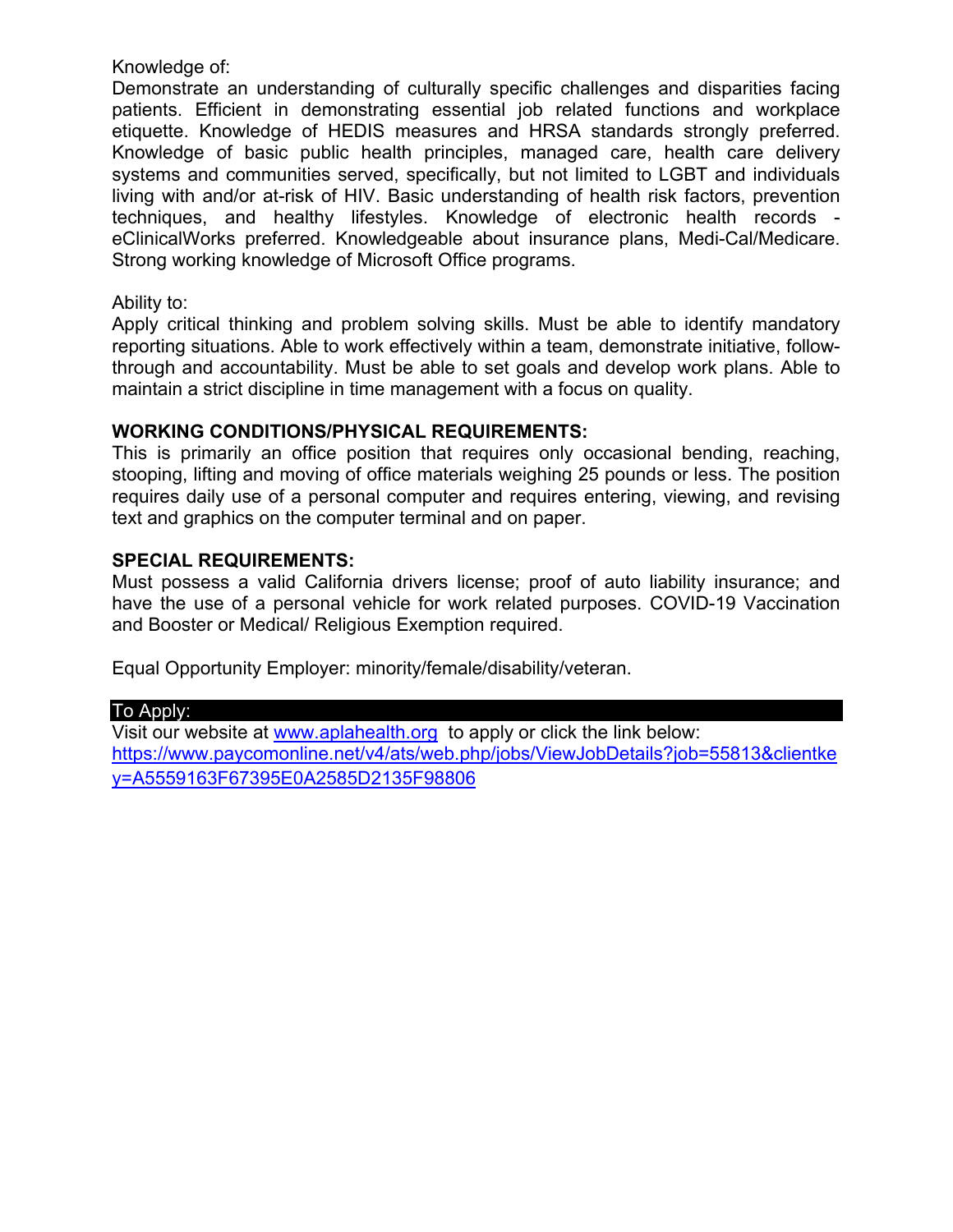Knowledge of:
Demonstrate an understanding of culturally specific challenges and disparities facing patients. Efficient in demonstrating essential job related functions and workplace etiquette. Knowledge of HEDIS measures and HRSA standards strongly preferred. Knowledge of basic public health principles, managed care, health care delivery systems and communities served, specifically, but not limited to LGBT and individuals living with and/or at-risk of HIV. Basic understanding of health risk factors, prevention techniques, and healthy lifestyles. Knowledge of electronic health records - eClinicalWorks preferred. Knowledgeable about insurance plans, Medi-Cal/Medicare. Strong working knowledge of Microsoft Office programs.

Ability to:
Apply critical thinking and problem solving skills. Must be able to identify mandatory reporting situations. Able to work effectively within a team, demonstrate initiative, follow-through and accountability. Must be able to set goals and develop work plans. Able to maintain a strict discipline in time management with a focus on quality.

**WORKING CONDITIONS/PHYSICAL REQUIREMENTS:**
This is primarily an office position that requires only occasional bending, reaching, stooping, lifting and moving of office materials weighing 25 pounds or less. The position requires daily use of a personal computer and requires entering, viewing, and revising text and graphics on the computer terminal and on paper.

**SPECIAL REQUIREMENTS:**
Must possess a valid California drivers license; proof of auto liability insurance; and have the use of a personal vehicle for work related purposes. COVID-19 Vaccination and Booster or Medical/ Religious Exemption required.

Equal Opportunity Employer: minority/female/disability/veteran.

**To Apply:**
Visit our website at www.aplahealth.org to apply or click the link below:
https://www.paycomonline.net/v4/ats/web.php/jobs/ViewJobDetails?job=55813&clientkey=A5559163F67395E0A2585D2135F98806